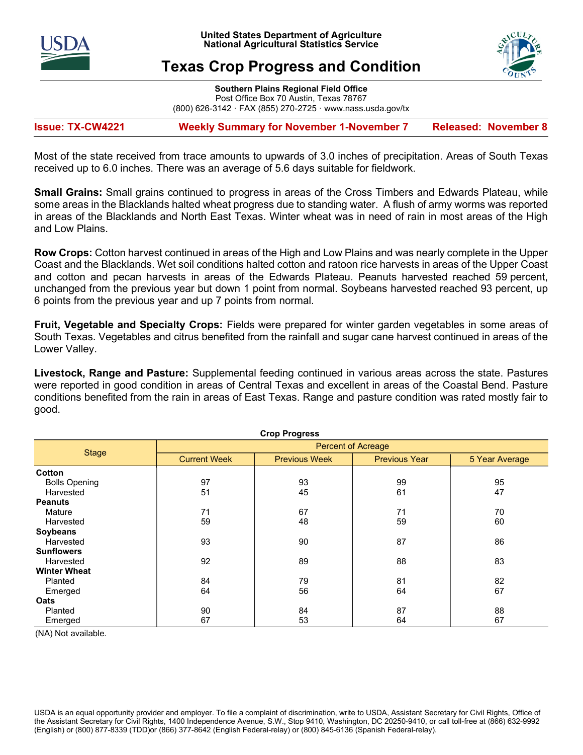United States Department of Agriculture
National Agricultural Statistics Service

# Texas Crop Progress and Condition

**Southern Plains Regional Field Office**
Post Office Box 70 Austin, Texas 78767
(800) 626-3142 · FAX (855) 270-2725 · www.nass.usda.gov/tx

**Issue: TX-CW4221** | **Weekly Summary for November 1-November 7** | **Released: November 8**

Most of the state received from trace amounts to upwards of 3.0 inches of precipitation. Areas of South Texas received up to 6.0 inches. There was an average of 5.6 days suitable for fieldwork.

**Small Grains:** Small grains continued to progress in areas of the Cross Timbers and Edwards Plateau, while some areas in the Blacklands halted wheat progress due to standing water. A flush of army worms was reported in areas of the Blacklands and North East Texas. Winter wheat was in need of rain in most areas of the High and Low Plains.

**Row Crops:** Cotton harvest continued in areas of the High and Low Plains and was nearly complete in the Upper Coast and the Blacklands. Wet soil conditions halted cotton and ratoon rice harvests in areas of the Upper Coast and cotton and pecan harvests in areas of the Edwards Plateau. Peanuts harvested reached 59 percent, unchanged from the previous year but down 1 point from normal. Soybeans harvested reached 93 percent, up 6 points from the previous year and up 7 points from normal.

**Fruit, Vegetable and Specialty Crops:** Fields were prepared for winter garden vegetables in some areas of South Texas. Vegetables and citrus benefited from the rainfall and sugar cane harvest continued in areas of the Lower Valley.

**Livestock, Range and Pasture:** Supplemental feeding continued in various areas across the state. Pastures were reported in good condition in areas of Central Texas and excellent in areas of the Coastal Bend. Pasture conditions benefited from the rain in areas of East Texas. Range and pasture condition was rated mostly fair to good.

**Crop Progress**

| Stage | Percent of Acreage | | | |
|---|---|---|---|---|
| | Current Week | Previous Week | Previous Year | 5 Year Average |
| **Cotton** | | | | |
| Bolls Opening | 97 | 93 | 99 | 95 |
| Harvested | 51 | 45 | 61 | 47 |
| **Peanuts** | | | | |
| Mature | 71 | 67 | 71 | 70 |
| Harvested | 59 | 48 | 59 | 60 |
| **Soybeans** | | | | |
| Harvested | 93 | 90 | 87 | 86 |
| **Sunflowers** | | | | |
| Harvested | 92 | 89 | 88 | 83 |
| **Winter Wheat** | | | | |
| Planted | 84 | 79 | 81 | 82 |
| Emerged | 64 | 56 | 64 | 67 |
| **Oats** | | | | |
| Planted | 90 | 84 | 87 | 88 |
| Emerged | 67 | 53 | 64 | 67 |

(NA) Not available.

USDA is an equal opportunity provider and employer. To file a complaint of discrimination, write to USDA, Assistant Secretary for Civil Rights, Office of the Assistant Secretary for Civil Rights, 1400 Independence Avenue, S.W., Stop 9410, Washington, DC 20250-9410, or call toll-free at (866) 632-9992 (English) or (800) 877-8339 (TDD)or (866) 377-8642 (English Federal-relay) or (800) 845-6136 (Spanish Federal-relay).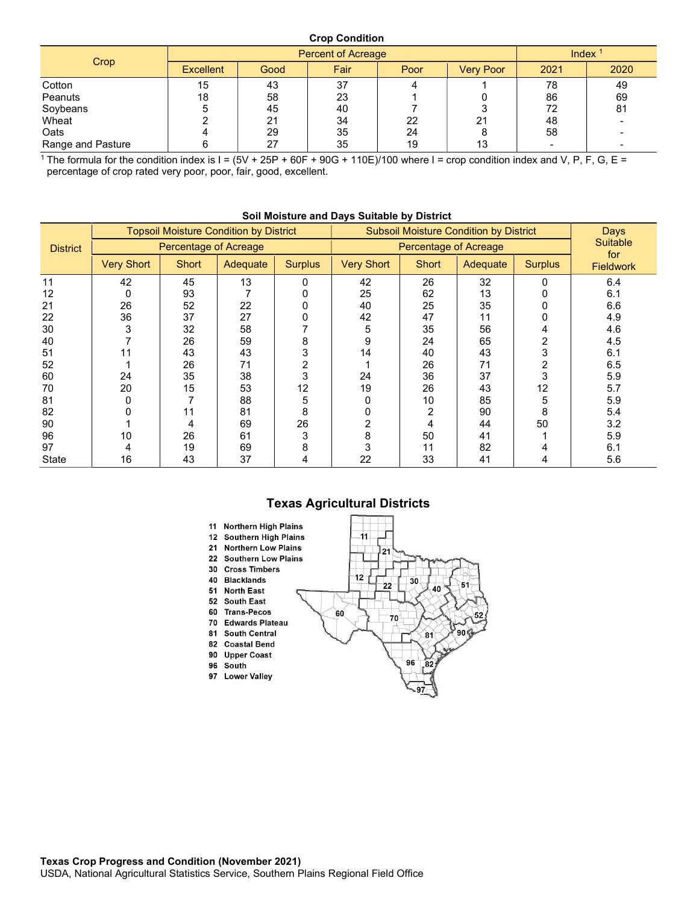### Crop Condition

| Crop | Percent of Acreage | | | | | Index [1] | |
|---|---|---|---|---|---|---|---|
| | Excellent | Good | Fair | Poor | Very Poor | 2021 | 2020 |
| Cotton | 15 | 43 | 37 | 4 | 1 | 78 | 49 |
| Peanuts | 18 | 58 | 23 | 1 | 0 | 86 | 69 |
| Soybeans | 5 | 45 | 40 | 7 | 3 | 72 | 81 |
| Wheat | 2 | 21 | 34 | 22 | 21 | 48 | - |
| Oats | 4 | 29 | 35 | 24 | 8 | 58 | - |
| Range and Pasture | 6 | 27 | 35 | 19 | 13 | - | - |

[1] The formula for the condition index is I = (5V + 25P + 60F + 90G + 110E)/100 where I = crop condition index and V, P, F, G, E = percentage of crop rated very poor, poor, fair, good, excellent.

### Soil Moisture and Days Suitable by District

| District | Topsoil Moisture Condition by District | | | | Subsoil Moisture Condition by District | | | | Days Suitable for Fieldwork |
|---|---|---|---|---|---|---|---|---|---|
| | Percentage of Acreage | | | | Percentage of Acreage | | | | |
| | Very Short | Short | Adequate | Surplus | Very Short | Short | Adequate | Surplus | |
| 11 | 42 | 45 | 13 | 0 | 42 | 26 | 32 | 0 | 6.4 |
| 12 | 0 | 93 | 7 | 0 | 25 | 62 | 13 | 0 | 6.1 |
| 21 | 26 | 52 | 22 | 0 | 40 | 25 | 35 | 0 | 6.6 |
| 22 | 36 | 37 | 27 | 0 | 42 | 47 | 11 | 0 | 4.9 |
| 30 | 3 | 32 | 58 | 7 | 5 | 35 | 56 | 4 | 4.6 |
| 40 | 7 | 26 | 59 | 8 | 9 | 24 | 65 | 2 | 4.5 |
| 51 | 11 | 43 | 43 | 3 | 14 | 40 | 43 | 3 | 6.1 |
| 52 | 1 | 26 | 71 | 2 | 1 | 26 | 71 | 2 | 6.5 |
| 60 | 24 | 35 | 38 | 3 | 24 | 36 | 37 | 3 | 5.9 |
| 70 | 20 | 15 | 53 | 12 | 19 | 26 | 43 | 12 | 5.7 |
| 81 | 0 | 7 | 88 | 5 | 0 | 10 | 85 | 5 | 5.9 |
| 82 | 0 | 11 | 81 | 8 | 0 | 2 | 90 | 8 | 5.4 |
| 90 | 1 | 4 | 69 | 26 | 2 | 4 | 44 | 50 | 3.2 |
| 96 | 10 | 26 | 61 | 3 | 8 | 50 | 41 | 1 | 5.9 |
| 97 | 4 | 19 | 69 | 8 | 3 | 11 | 82 | 4 | 6.1 |
| State | 16 | 43 | 37 | 4 | 22 | 33 | 41 | 4 | 5.6 |

### Texas Agricultural Districts

- **11** Northern High Plains
- **12** Southern High Plains
- **21** Northern Low Plains
- **22** Southern Low Plains
- **30** Cross Timbers
- **40** Blacklands
- **51** North East
- **52** South East
- **60** Trans-Pecos
- **70** Edwards Plateau
- **81** South Central
- **82** Coastal Bend
- **90** Upper Coast
- **96** South
- **97** Lower Valley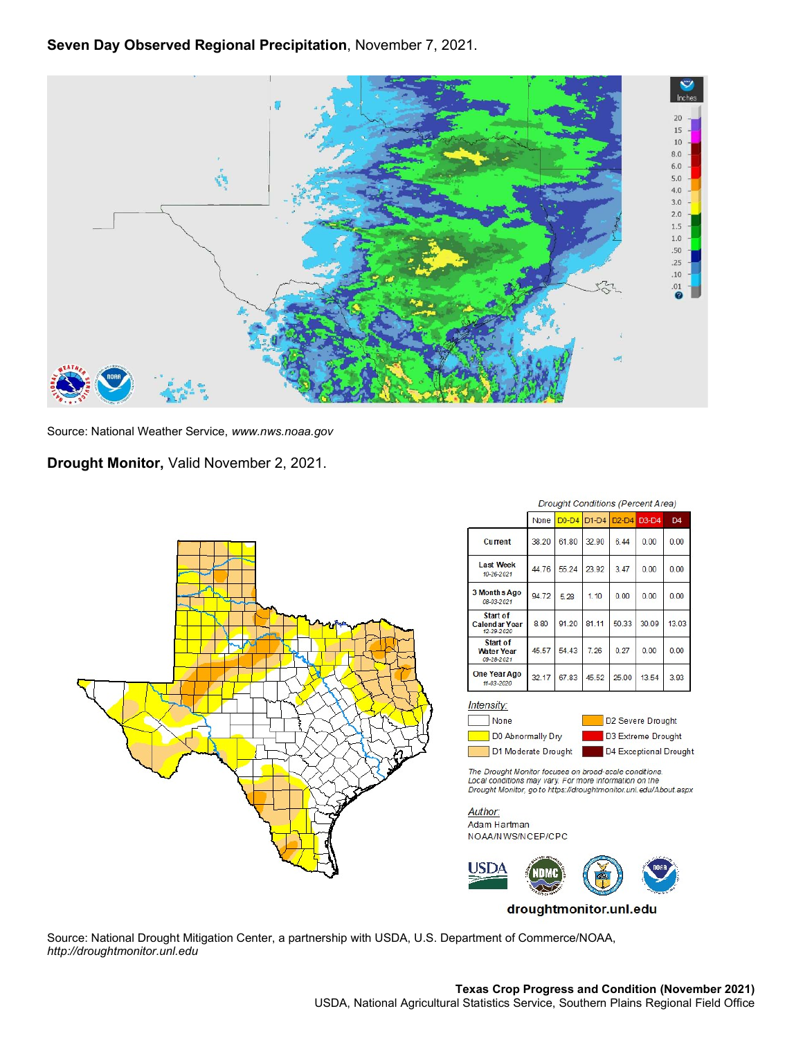**Seven Day Observed Regional Precipitation**, November 7, 2021.

Inches

20
15
10
8.0
6.0
5.0
4.0
3.0
2.0
1.5
1.0
.50
.25
.10
.01

Source: National Weather Service, *www.nws.noaa.gov*

**Drought Monitor,** Valid November 2, 2021.

*Drought Conditions (Percent Area)*

| | None | D0-D4 | D1-D4 | D2-D4 | D3-D4 | D4 |
|---|---|---|---|---|---|---|
| Current | 38.20 | 61.80 | 32.90 | 6.44 | 0.00 | 0.00 |
| Last Week *10-26-2021* | 44.76 | 55.24 | 23.92 | 3.47 | 0.00 | 0.00 |
| 3 Months Ago *08-03-2021* | 94.72 | 5.28 | 1.10 | 0.00 | 0.00 | 0.00 |
| Start of Calendar Year *12-29-2020* | 8.80 | 91.20 | 81.11 | 50.33 | 30.09 | 13.03 |
| Start of Water Year *09-28-2021* | 45.57 | 54.43 | 7.26 | 0.27 | 0.00 | 0.00 |
| One Year Ago *11-03-2020* | 32.17 | 67.83 | 45.52 | 25.00 | 13.54 | 3.93 |

*Intensity:*

- None
- D0 Abnormally Dry
- D1 Moderate Drought
- D2 Severe Drought
- D3 Extreme Drought
- D4 Exceptional Drought

*The Drought Monitor focuses on broad-scale conditions. Local conditions may vary. For more information on the Drought Monitor, go to https://droughtmonitor.unl.edu/About.aspx*

*Author:*
Adam Hartman
NOAA/NWS/NCEP/CPC

**droughtmonitor.unl.edu**

Source: National Drought Mitigation Center, a partnership with USDA, U.S. Department of Commerce/NOAA, *http://droughtmonitor.unl.edu*